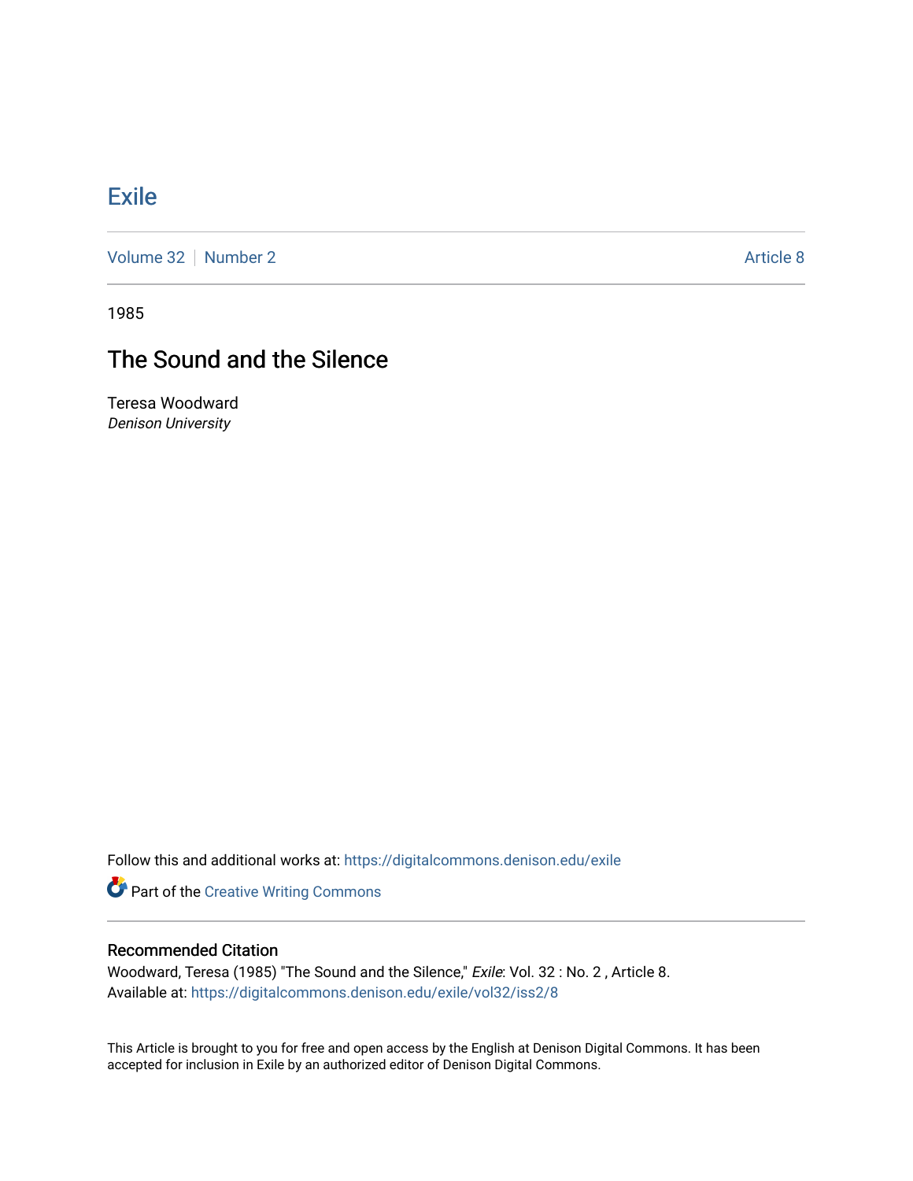# Exile

Volume 32 | Number 2 Article 8

1985

## The Sound and the Silence

Teresa Woodward
*Denison University*

Follow this and additional works at: https://digitalcommons.denison.edu/exile

Part of the Creative Writing Commons

### Recommended Citation

Woodward, Teresa (1985) "The Sound and the Silence," *Exile*: Vol. 32 : No. 2 , Article 8.
Available at: https://digitalcommons.denison.edu/exile/vol32/iss2/8

This Article is brought to you for free and open access by the English at Denison Digital Commons. It has been accepted for inclusion in Exile by an authorized editor of Denison Digital Commons.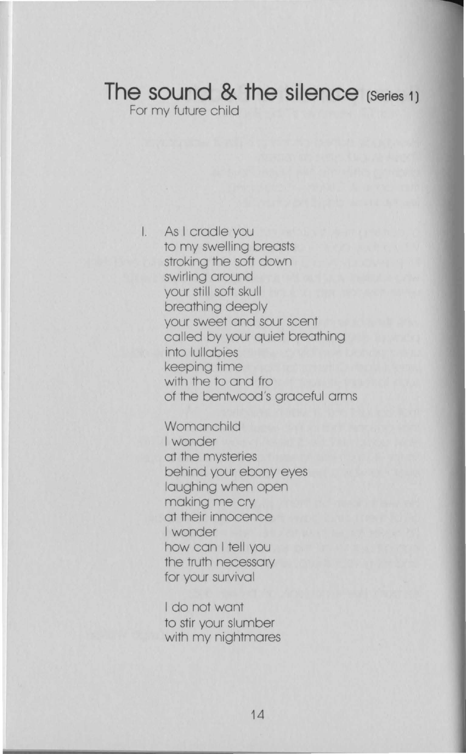# The sound & the silence (Series 1)

For my future child

I. As I cradle you
to my swelling breasts
stroking the soft down
swirling around
your still soft skull
breathing deeply
your sweet and sour scent
called by your quiet breathing
into lullabies
keeping time
with the to and fro
of the bentwood's graceful arms

Womanchild
I wonder
at the mysteries
behind your ebony eyes
laughing when open
making me cry
at their innocence
I wonder
how can I tell you
the truth necessary
for your survival

I do not want
to stir your slumber
with my nightmares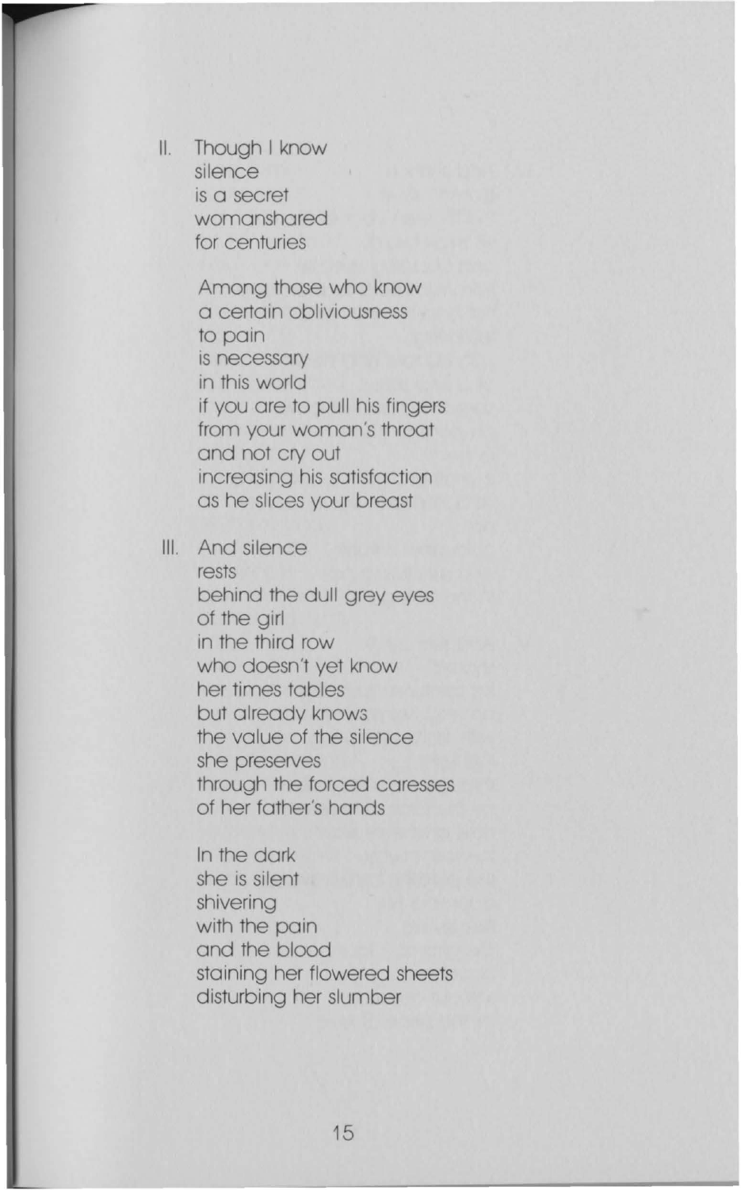II. Though I know
silence
is a secret
womanshared
for centuries

Among those who know
a certain obliviousness
to pain
is necessary
in this world
if you are to pull his fingers
from your woman's throat
and not cry out
increasing his satisfaction
as he slices your breast

III. And silence
rests
behind the dull grey eyes
of the girl
in the third row
who doesn't yet know
her times tables
but already knows
the value of the silence
she preserves
through the forced caresses
of her father's hands

In the dark
she is silent
shivering
with the pain
and the blood
staining her flowered sheets
disturbing her slumber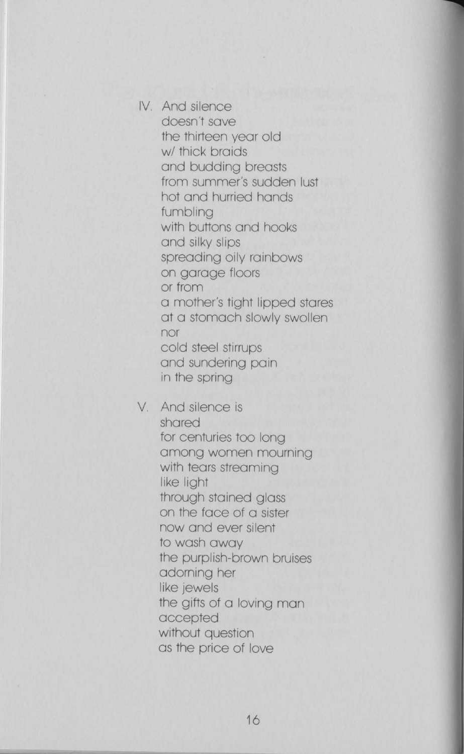IV. And silence  
doesn't save  
the thirteen year old  
w/ thick braids  
and budding breasts  
from summer's sudden lust  
hot and hurried hands  
fumbling  
with buttons and hooks  
and silky slips  
spreading oily rainbows  
on garage floors  
or from  
a mother's tight lipped stares  
at a stomach slowly swollen  
nor  
cold steel stirrups  
and sundering pain  
in the spring

V. And silence is  
shared  
for centuries too long  
among women mourning  
with tears streaming  
like light  
through stained glass  
on the face of a sister  
now and ever silent  
to wash away  
the purplish-brown bruises  
adorning her  
like jewels  
the gifts of a loving man  
accepted  
without question  
as the price of love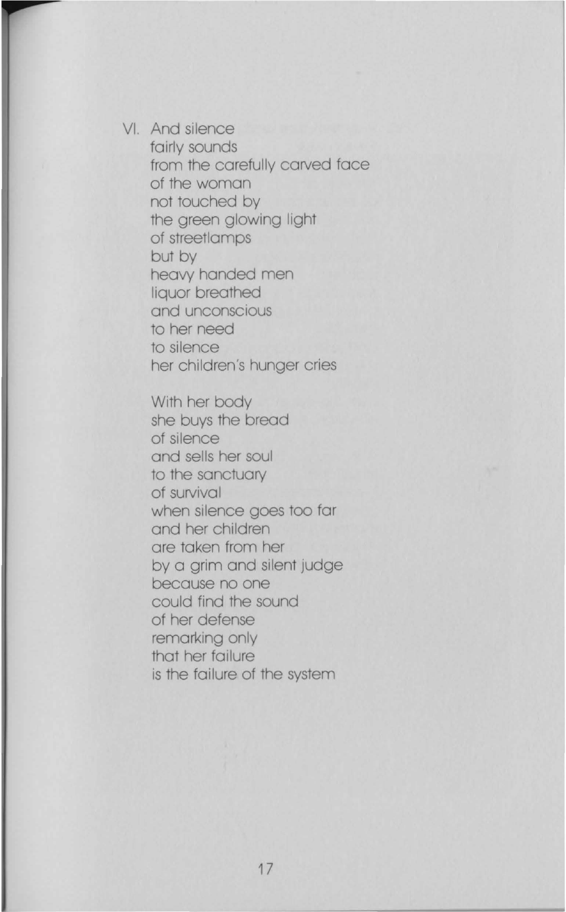VI. And silence  
fairly sounds  
from the carefully carved face  
of the woman  
not touched by  
the green glowing light  
of streetlamps  
but by  
heavy handed men  
liquor breathed  
and unconscious  
to her need  
to silence  
her children's hunger cries

With her body  
she buys the bread  
of silence  
and sells her soul  
to the sanctuary  
of survival  
when silence goes too far  
and her children  
are taken from her  
by a grim and silent judge  
because no one  
could find the sound  
of her defense  
remarking only  
that her failure  
is the failure of the system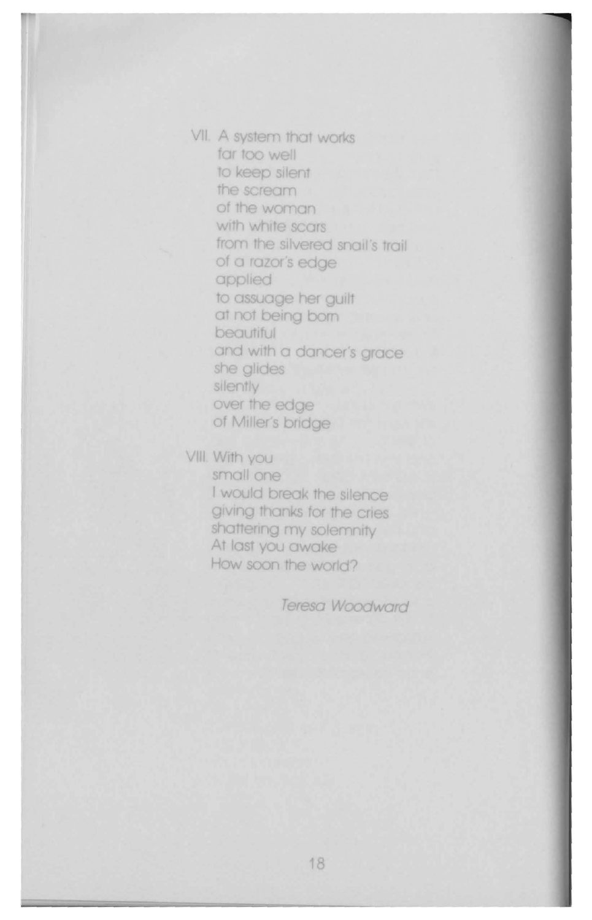VII. A system that works
far too well
to keep silent
the scream
of the woman
with white scars
from the silvered snail's trail
of a razor's edge
applied
to assuage her guilt
at not being born
beautiful
and with a dancer's grace
she glides
silently
over the edge
of Miller's bridge

VIII. With you
small one
I would break the silence
giving thanks for the cries
shattering my solemnity
At last you awake
How soon the world?

*Teresa Woodward*